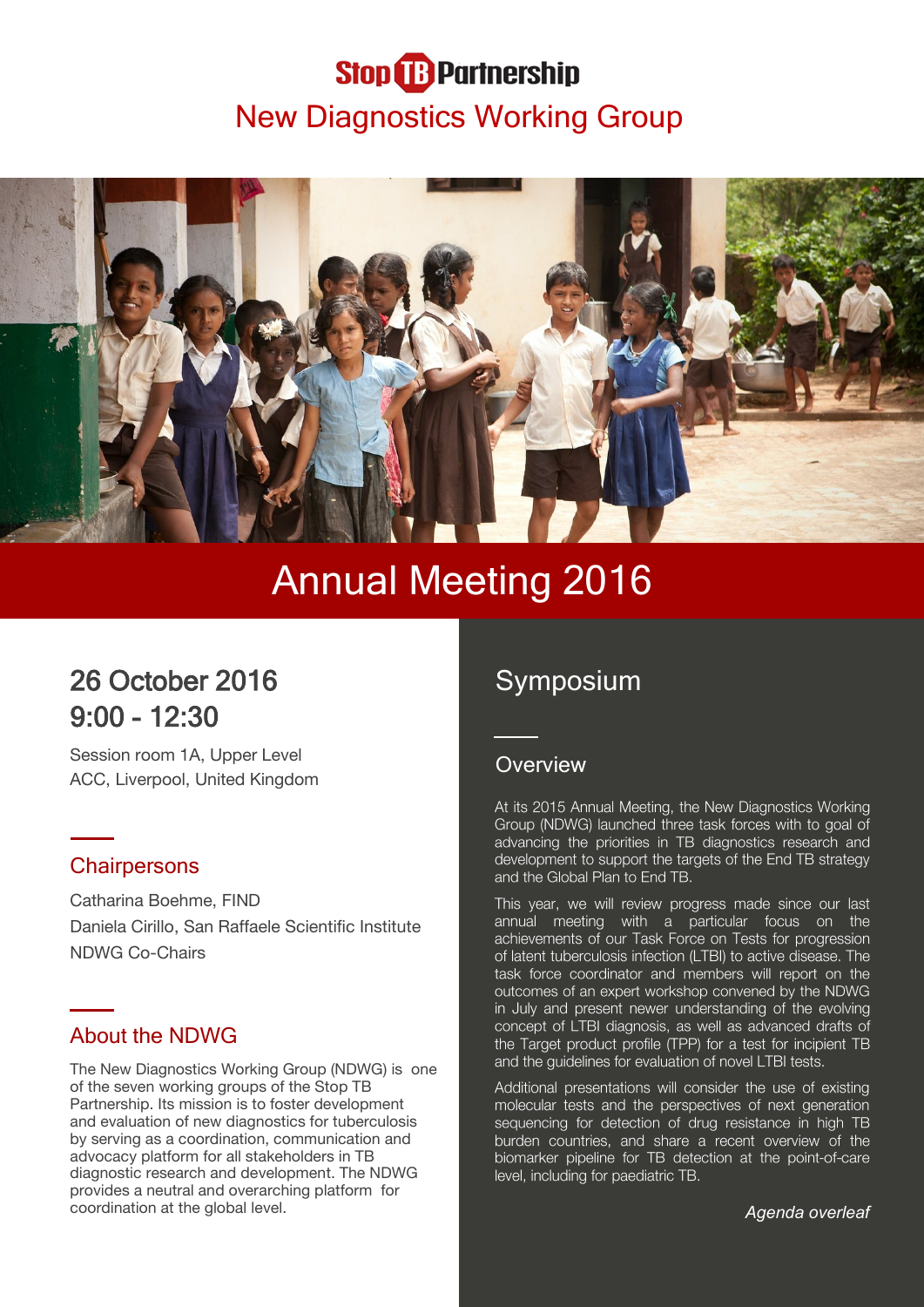Stop TB Partnership

# New Diagnostics Working Group

# Annual Meeting 2016

## 26 October 2016
## 9:00 - 12:30

Session room 1A, Upper Level
ACC, Liverpool, United Kingdom

### Chairpersons

Catharina Boehme, FIND
Daniela Cirillo, San Raffaele Scientific Institute
NDWG Co-Chairs

### About the NDWG

The New Diagnostics Working Group (NDWG) is one of the seven working groups of the Stop TB Partnership. Its mission is to foster development and evaluation of new diagnostics for tuberculosis by serving as a coordination, communication and advocacy platform for all stakeholders in TB diagnostic research and development. The NDWG provides a neutral and overarching platform for coordination at the global level.

## Symposium

### Overview

At its 2015 Annual Meeting, the New Diagnostics Working Group (NDWG) launched three task forces with to goal of advancing the priorities in TB diagnostics research and development to support the targets of the End TB strategy and the Global Plan to End TB.

This year, we will review progress made since our last annual meeting with a particular focus on the achievements of our Task Force on Tests for progression of latent tuberculosis infection (LTBI) to active disease. The task force coordinator and members will report on the outcomes of an expert workshop convened by the NDWG in July and present newer understanding of the evolving concept of LTBI diagnosis, as well as advanced drafts of the Target product profile (TPP) for a test for incipient TB and the guidelines for evaluation of novel LTBI tests.

Additional presentations will consider the use of existing molecular tests and the perspectives of next generation sequencing for detection of drug resistance in high TB burden countries, and share a recent overview of the biomarker pipeline for TB detection at the point-of-care level, including for paediatric TB.

*Agenda overleaf*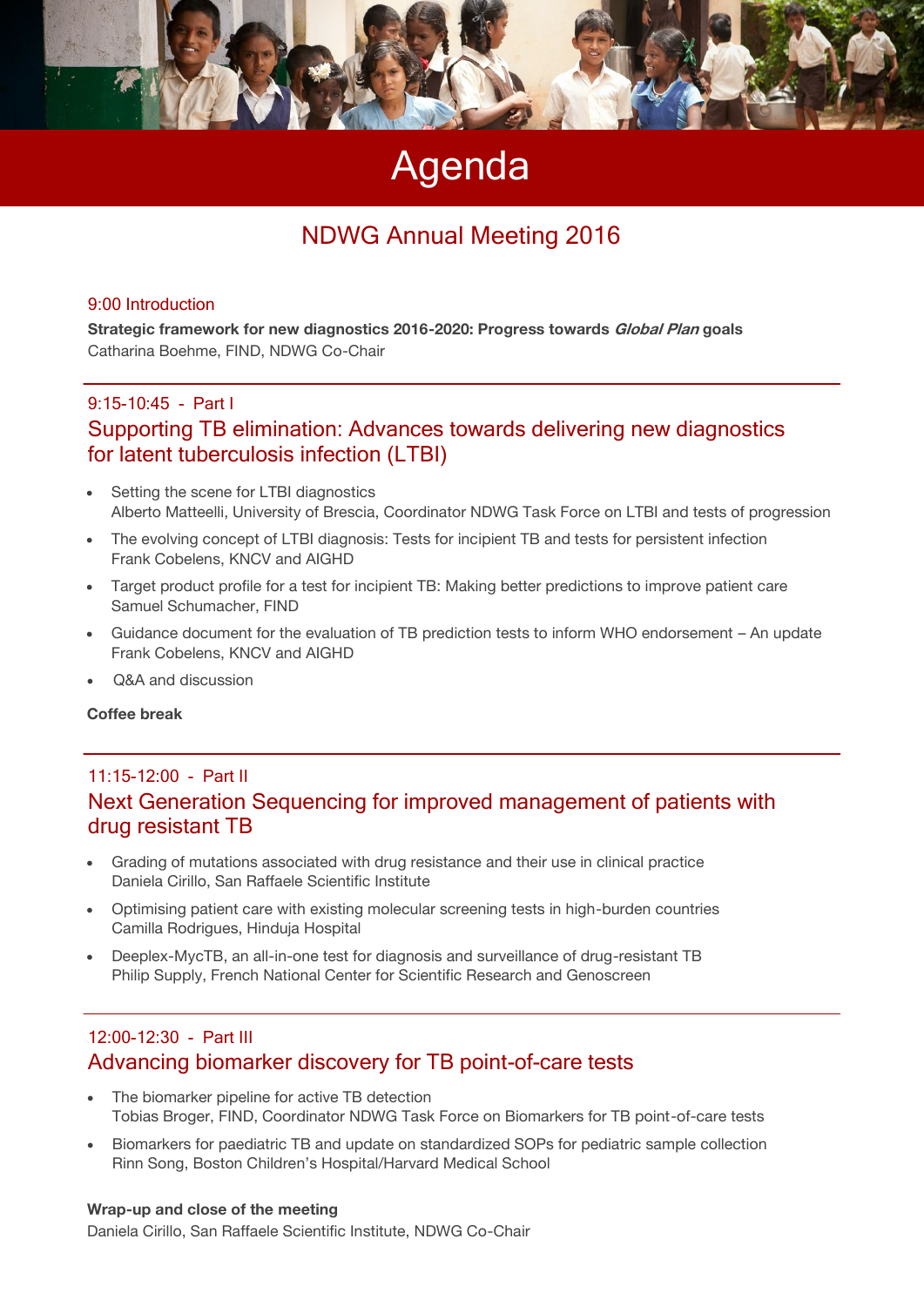# Agenda

## NDWG Annual Meeting 2016

### 9:00 Introduction

**Strategic framework for new diagnostics 2016-2020: Progress towards *Global Plan* goals**
Catharina Boehme, FIND, NDWG Co-Chair

---

### 9:15-10:45 - Part I

## Supporting TB elimination: Advances towards delivering new diagnostics for latent tuberculosis infection (LTBI)

- Setting the scene for LTBI diagnostics
  Alberto Matteelli, University of Brescia, Coordinator NDWG Task Force on LTBI and tests of progression
- The evolving concept of LTBI diagnosis: Tests for incipient TB and tests for persistent infection
  Frank Cobelens, KNCV and AIGHD
- Target product profile for a test for incipient TB: Making better predictions to improve patient care
  Samuel Schumacher, FIND
- Guidance document for the evaluation of TB prediction tests to inform WHO endorsement – An update
  Frank Cobelens, KNCV and AIGHD
- Q&A and discussion

**Coffee break**

---

### 11:15-12:00 - Part II

## Next Generation Sequencing for improved management of patients with drug resistant TB

- Grading of mutations associated with drug resistance and their use in clinical practice
  Daniela Cirillo, San Raffaele Scientific Institute
- Optimising patient care with existing molecular screening tests in high-burden countries
  Camilla Rodrigues, Hinduja Hospital
- Deeplex-MycTB, an all-in-one test for diagnosis and surveillance of drug-resistant TB
  Philip Supply, French National Center for Scientific Research and Genoscreen

---

### 12:00-12:30 - Part III

## Advancing biomarker discovery for TB point-of-care tests

- The biomarker pipeline for active TB detection
  Tobias Broger, FIND, Coordinator NDWG Task Force on Biomarkers for TB point-of-care tests
- Biomarkers for paediatric TB and update on standardized SOPs for pediatric sample collection
  Rinn Song, Boston Children's Hospital/Harvard Medical School

**Wrap-up and close of the meeting**
Daniela Cirillo, San Raffaele Scientific Institute, NDWG Co-Chair